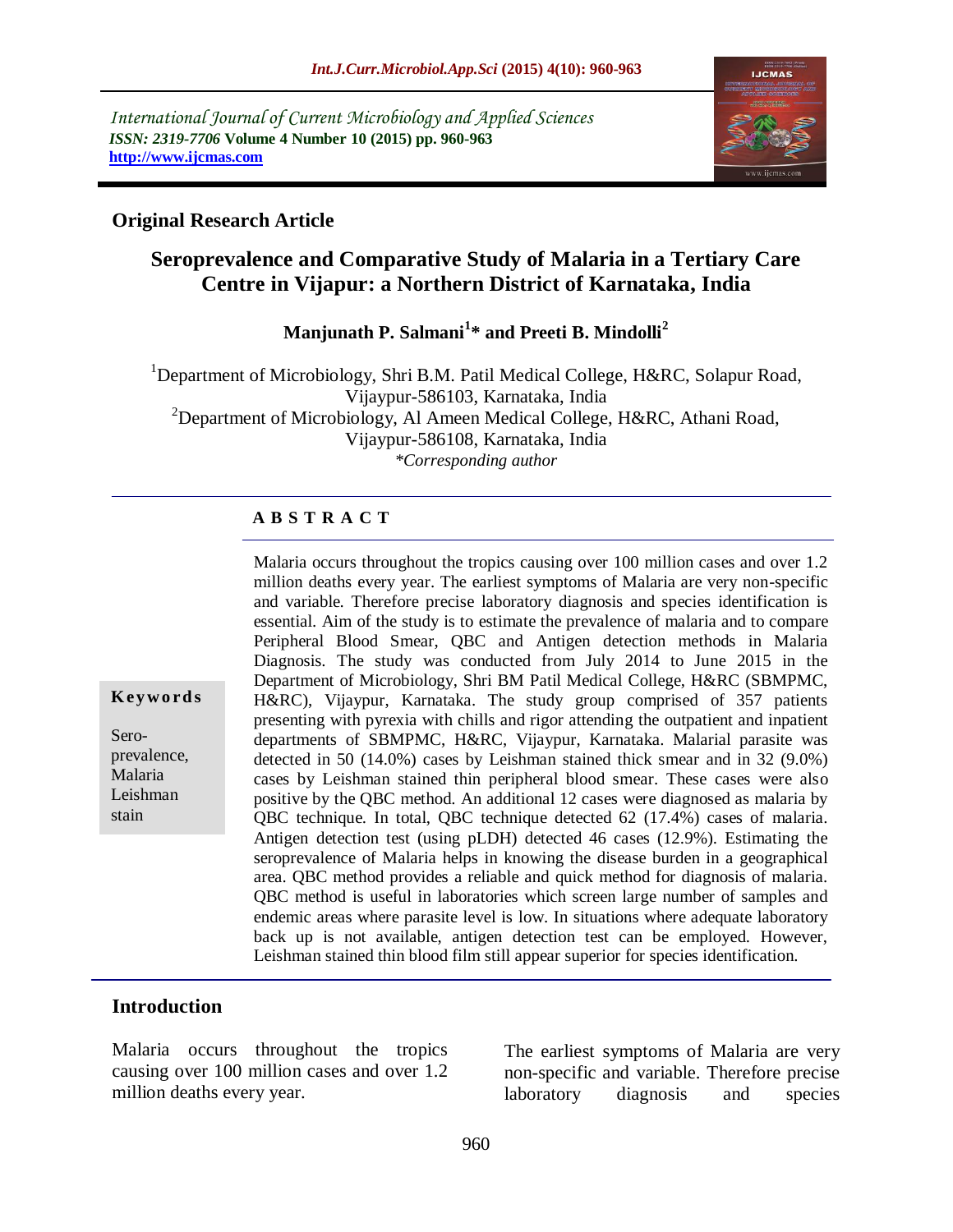International Journal of Current Microbiology and Applied Sciences
*ISSN: 2319-7706* **Volume 4 Number 10 (2015) pp. 960-963**
**http://www.ijcmas.com**

**Original Research Article**

# Seroprevalence and Comparative Study of Malaria in a Tertiary Care Centre in Vijapur: a Northern District of Karnataka, India

**Manjunath P. Salmani[1]* and Preeti B. Mindolli[2]**

[1]Department of Microbiology, Shri B.M. Patil Medical College, H&RC, Solapur Road, Vijaypur-586103, Karnataka, India
[2]Department of Microbiology, Al Ameen Medical College, H&RC, Athani Road, Vijaypur-586108, Karnataka, India
*\*Corresponding author*

## A B S T R A C T

**Keywords**

Sero-prevalence, Malaria Leishman stain

Malaria occurs throughout the tropics causing over 100 million cases and over 1.2 million deaths every year. The earliest symptoms of Malaria are very non-specific and variable. Therefore precise laboratory diagnosis and species identification is essential. Aim of the study is to estimate the prevalence of malaria and to compare Peripheral Blood Smear, QBC and Antigen detection methods in Malaria Diagnosis. The study was conducted from July 2014 to June 2015 in the Department of Microbiology, Shri BM Patil Medical College, H&RC (SBMPMC, H&RC), Vijaypur, Karnataka. The study group comprised of 357 patients presenting with pyrexia with chills and rigor attending the outpatient and inpatient departments of SBMPMC, H&RC, Vijaypur, Karnataka. Malarial parasite was detected in 50 (14.0%) cases by Leishman stained thick smear and in 32 (9.0%) cases by Leishman stained thin peripheral blood smear. These cases were also positive by the QBC method. An additional 12 cases were diagnosed as malaria by QBC technique. In total, QBC technique detected 62 (17.4%) cases of malaria. Antigen detection test (using pLDH) detected 46 cases (12.9%). Estimating the seroprevalence of Malaria helps in knowing the disease burden in a geographical area. QBC method provides a reliable and quick method for diagnosis of malaria. QBC method is useful in laboratories which screen large number of samples and endemic areas where parasite level is low. In situations where adequate laboratory back up is not available, antigen detection test can be employed. However, Leishman stained thin blood film still appear superior for species identification.

## Introduction

Malaria occurs throughout the tropics causing over 100 million cases and over 1.2 million deaths every year.

The earliest symptoms of Malaria are very non-specific and variable. Therefore precise laboratory diagnosis and species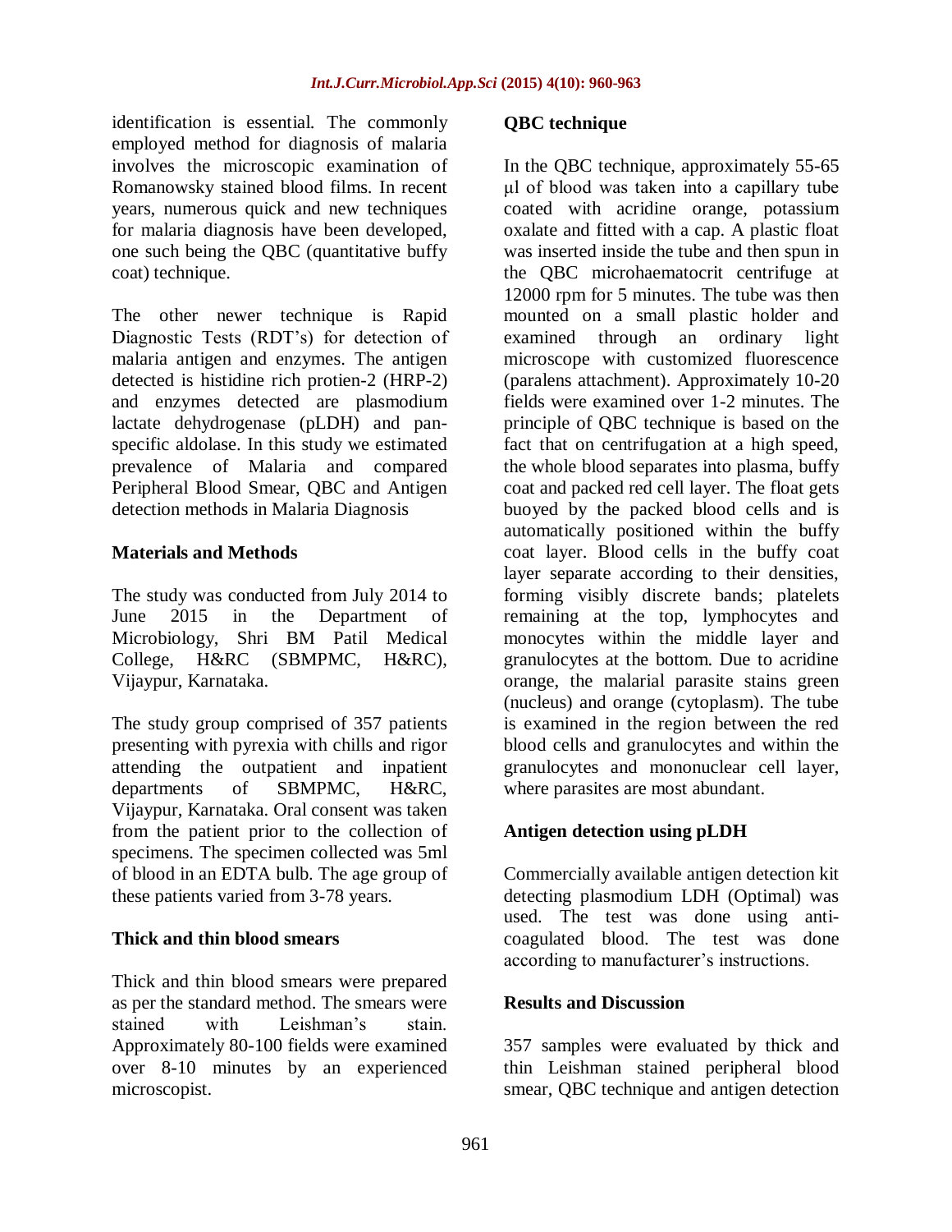identification is essential. The commonly employed method for diagnosis of malaria involves the microscopic examination of Romanowsky stained blood films. In recent years, numerous quick and new techniques for malaria diagnosis have been developed, one such being the QBC (quantitative buffy coat) technique.

The other newer technique is Rapid Diagnostic Tests (RDT's) for detection of malaria antigen and enzymes. The antigen detected is histidine rich protien-2 (HRP-2) and enzymes detected are plasmodium lactate dehydrogenase (pLDH) and pan-specific aldolase. In this study we estimated prevalence of Malaria and compared Peripheral Blood Smear, QBC and Antigen detection methods in Malaria Diagnosis

## Materials and Methods

The study was conducted from July 2014 to June 2015 in the Department of Microbiology, Shri BM Patil Medical College, H&RC (SBMPMC, H&RC), Vijaypur, Karnataka.

The study group comprised of 357 patients presenting with pyrexia with chills and rigor attending the outpatient and inpatient departments of SBMPMC, H&RC, Vijaypur, Karnataka. Oral consent was taken from the patient prior to the collection of specimens. The specimen collected was 5ml of blood in an EDTA bulb. The age group of these patients varied from 3-78 years.

### Thick and thin blood smears

Thick and thin blood smears were prepared as per the standard method. The smears were stained with Leishman's stain. Approximately 80-100 fields were examined over 8-10 minutes by an experienced microscopist.

### QBC technique

In the QBC technique, approximately 55-65 µl of blood was taken into a capillary tube coated with acridine orange, potassium oxalate and fitted with a cap. A plastic float was inserted inside the tube and then spun in the QBC microhaematocrit centrifuge at 12000 rpm for 5 minutes. The tube was then mounted on a small plastic holder and examined through an ordinary light microscope with customized fluorescence (paralens attachment). Approximately 10-20 fields were examined over 1-2 minutes. The principle of QBC technique is based on the fact that on centrifugation at a high speed, the whole blood separates into plasma, buffy coat and packed red cell layer. The float gets buoyed by the packed blood cells and is automatically positioned within the buffy coat layer. Blood cells in the buffy coat layer separate according to their densities, forming visibly discrete bands; platelets remaining at the top, lymphocytes and monocytes within the middle layer and granulocytes at the bottom. Due to acridine orange, the malarial parasite stains green (nucleus) and orange (cytoplasm). The tube is examined in the region between the red blood cells and granulocytes and within the granulocytes and mononuclear cell layer, where parasites are most abundant.

### Antigen detection using pLDH

Commercially available antigen detection kit detecting plasmodium LDH (Optimal) was used. The test was done using anti-coagulated blood. The test was done according to manufacturer's instructions.

## Results and Discussion

357 samples were evaluated by thick and thin Leishman stained peripheral blood smear, QBC technique and antigen detection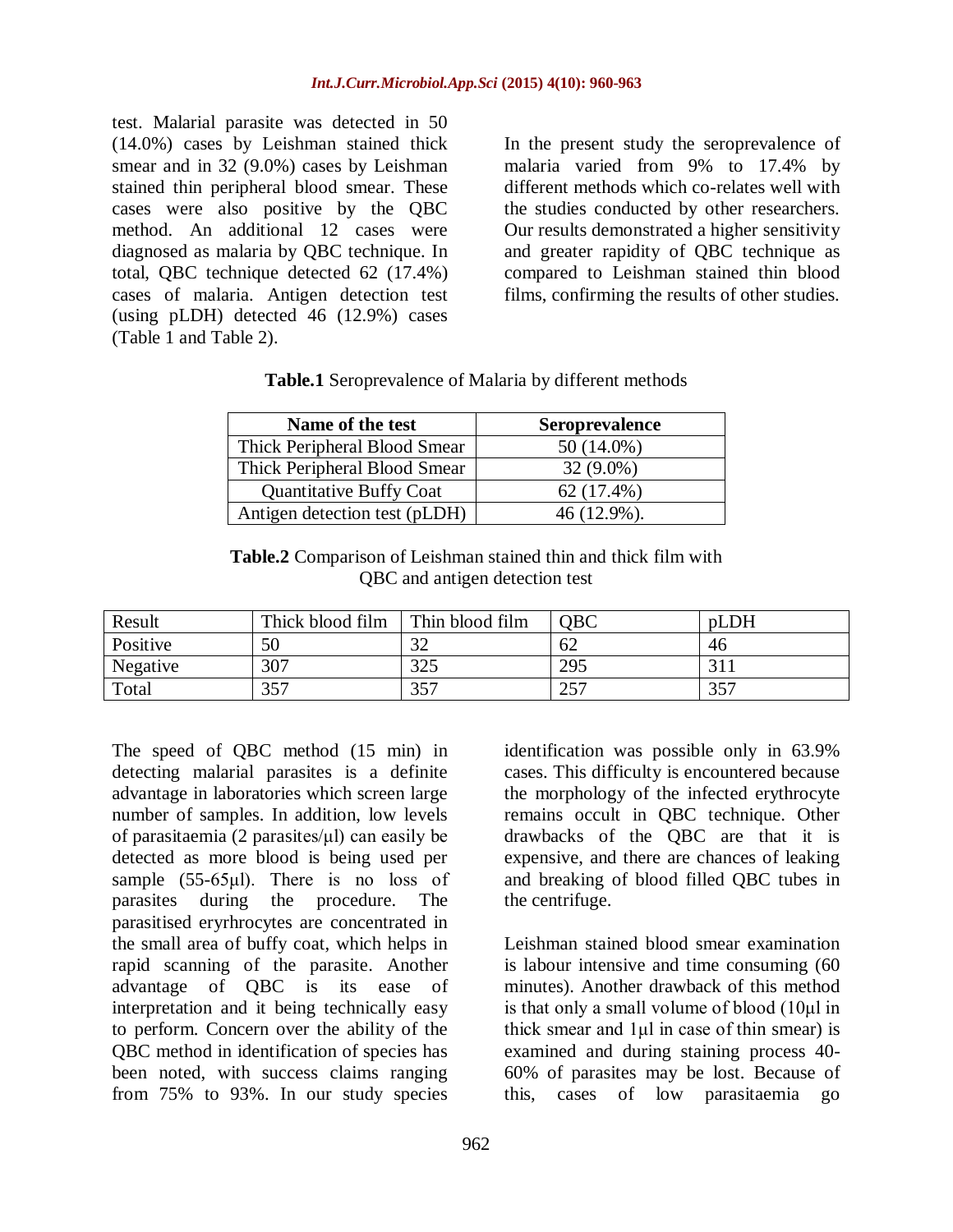test. Malarial parasite was detected in 50 (14.0%) cases by Leishman stained thick smear and in 32 (9.0%) cases by Leishman stained thin peripheral blood smear. These cases were also positive by the QBC method. An additional 12 cases were diagnosed as malaria by QBC technique. In total, QBC technique detected 62 (17.4%) cases of malaria. Antigen detection test (using pLDH) detected 46 (12.9%) cases (Table 1 and Table 2).

In the present study the seroprevalence of malaria varied from 9% to 17.4% by different methods which co-relates well with the studies conducted by other researchers. Our results demonstrated a higher sensitivity and greater rapidity of QBC technique as compared to Leishman stained thin blood films, confirming the results of other studies.

**Table.1** Seroprevalence of Malaria by different methods

| Name of the test | Seroprevalence |
|---|---|
| Thick Peripheral Blood Smear | 50 (14.0%) |
| Thick Peripheral Blood Smear | 32 (9.0%) |
| Quantitative Buffy Coat | 62 (17.4%) |
| Antigen detection test (pLDH) | 46 (12.9%). |

**Table.2** Comparison of Leishman stained thin and thick film with QBC and antigen detection test

| Result | Thick blood film | Thin blood film | QBC | pLDH |
|---|---|---|---|---|
| Positive | 50 | 32 | 62 | 46 |
| Negative | 307 | 325 | 295 | 311 |
| Total | 357 | 357 | 257 | 357 |

The speed of QBC method (15 min) in detecting malarial parasites is a definite advantage in laboratories which screen large number of samples. In addition, low levels of parasitaemia (2 parasites/μl) can easily be detected as more blood is being used per sample (55-65μl). There is no loss of parasites during the procedure. The parasitised eryrhrocytes are concentrated in the small area of buffy coat, which helps in rapid scanning of the parasite. Another advantage of QBC is its ease of interpretation and it being technically easy to perform. Concern over the ability of the QBC method in identification of species has been noted, with success claims ranging from 75% to 93%. In our study species identification was possible only in 63.9% cases. This difficulty is encountered because the morphology of the infected erythrocyte remains occult in QBC technique. Other drawbacks of the QBC are that it is expensive, and there are chances of leaking and breaking of blood filled QBC tubes in the centrifuge.

Leishman stained blood smear examination is labour intensive and time consuming (60 minutes). Another drawback of this method is that only a small volume of blood (10μl in thick smear and 1μl in case of thin smear) is examined and during staining process 40-60% of parasites may be lost. Because of this, cases of low parasitaemia go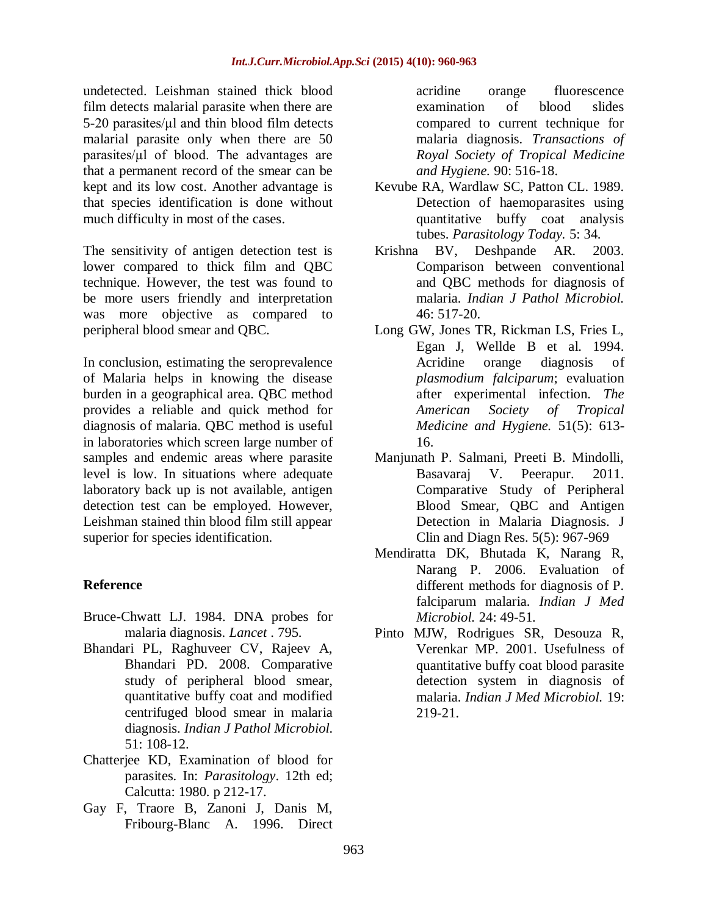undetected. Leishman stained thick blood film detects malarial parasite when there are 5-20 parasites/μl and thin blood film detects malarial parasite only when there are 50 parasites/μl of blood. The advantages are that a permanent record of the smear can be kept and its low cost. Another advantage is that species identification is done without much difficulty in most of the cases.

The sensitivity of antigen detection test is lower compared to thick film and QBC technique. However, the test was found to be more users friendly and interpretation was more objective as compared to peripheral blood smear and QBC.

In conclusion, estimating the seroprevalence of Malaria helps in knowing the disease burden in a geographical area. QBC method provides a reliable and quick method for diagnosis of malaria. QBC method is useful in laboratories which screen large number of samples and endemic areas where parasite level is low. In situations where adequate laboratory back up is not available, antigen detection test can be employed. However, Leishman stained thin blood film still appear superior for species identification.

## Reference

Bruce-Chwatt LJ. 1984. DNA probes for malaria diagnosis. *Lancet* . 795.

Bhandari PL, Raghuveer CV, Rajeev A, Bhandari PD. 2008. Comparative study of peripheral blood smear, quantitative buffy coat and modified centrifuged blood smear in malaria diagnosis. *Indian J Pathol Microbiol.* 51: 108-12.

Chatterjee KD, Examination of blood for parasites. In: *Parasitology*. 12th ed; Calcutta: 1980. p 212-17.

Gay F, Traore B, Zanoni J, Danis M, Fribourg-Blanc A. 1996. Direct acridine orange fluorescence examination of blood slides compared to current technique for malaria diagnosis. *Transactions of Royal Society of Tropical Medicine and Hygiene.* 90: 516-18.

Kevube RA, Wardlaw SC, Patton CL. 1989. Detection of haemoparasites using quantitative buffy coat analysis tubes. *Parasitology Today.* 5: 34.

Krishna BV, Deshpande AR. 2003. Comparison between conventional and QBC methods for diagnosis of malaria. *Indian J Pathol Microbiol.* 46: 517-20.

Long GW, Jones TR, Rickman LS, Fries L, Egan J, Wellde B et al. 1994. Acridine orange diagnosis of *plasmodium falciparum*; evaluation after experimental infection. *The American Society of Tropical Medicine and Hygiene.* 51(5): 613-16.

Manjunath P. Salmani, Preeti B. Mindolli, Basavaraj V. Peerapur. 2011. Comparative Study of Peripheral Blood Smear, QBC and Antigen Detection in Malaria Diagnosis. J Clin and Diagn Res. 5(5): 967-969

Mendiratta DK, Bhutada K, Narang R, Narang P. 2006. Evaluation of different methods for diagnosis of P. falciparum malaria. *Indian J Med Microbiol.* 24: 49-51.

Pinto MJW, Rodrigues SR, Desouza R, Verenkar MP. 2001. Usefulness of quantitative buffy coat blood parasite detection system in diagnosis of malaria. *Indian J Med Microbiol.* 19: 219-21.